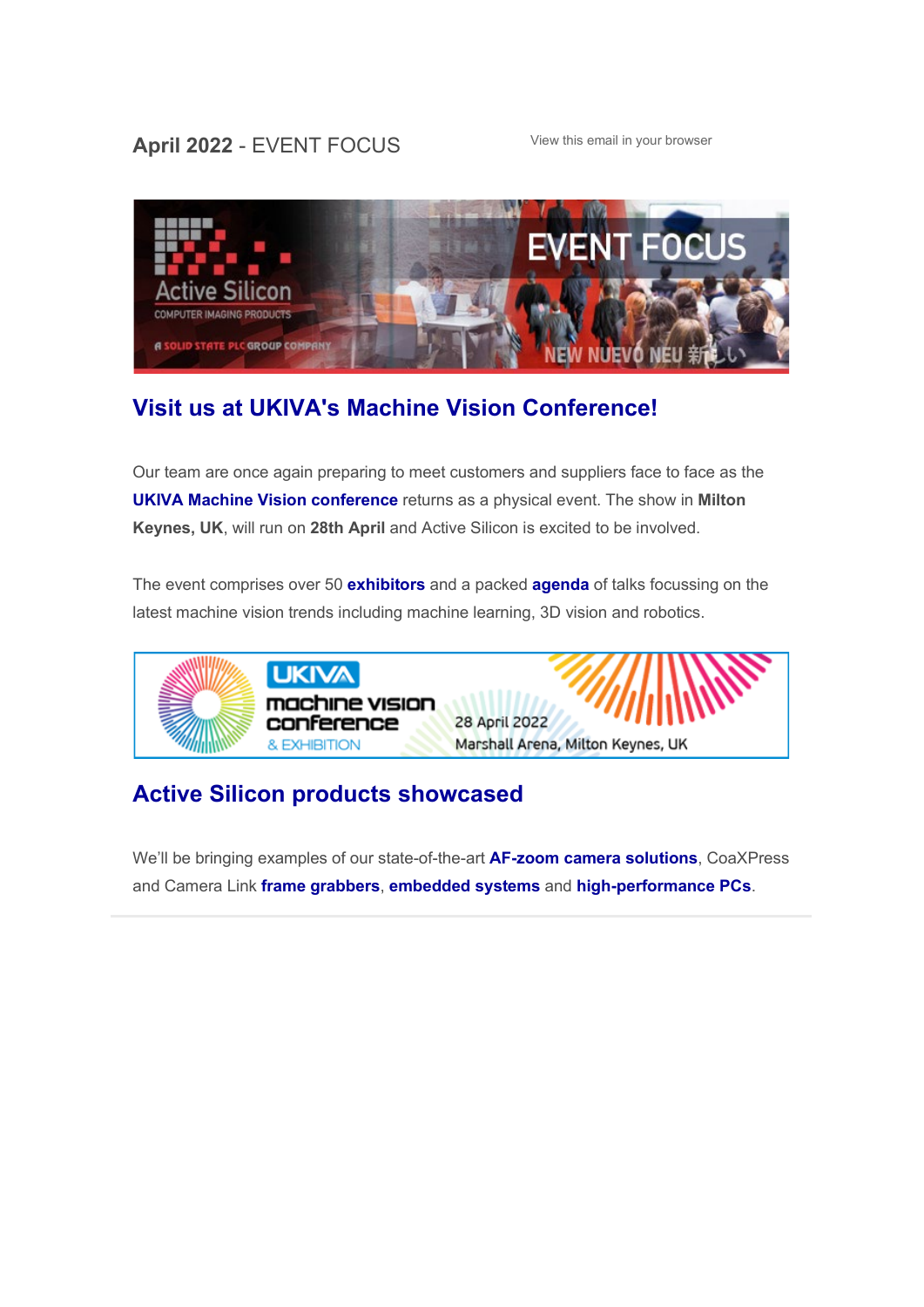**April 2022** - EVENT FOCUS

View this email in your browser

## Visit us at UKIVA's Machine Vision Conference!

Our team are once again preparing to meet customers and suppliers face to face as the **UKIVA Machine Vision conference** returns as a physical event. The show in **Milton Keynes, UK**, will run on **28th April** and Active Silicon is excited to be involved.

The event comprises over 50 **exhibitors** and a packed **agenda** of talks focussing on the latest machine vision trends including machine learning, 3D vision and robotics.

## Active Silicon products showcased

We'll be bringing examples of our state-of-the-art **AF-zoom camera solutions**, CoaXPress and Camera Link **frame grabbers**, **embedded systems** and **high-performance PCs**.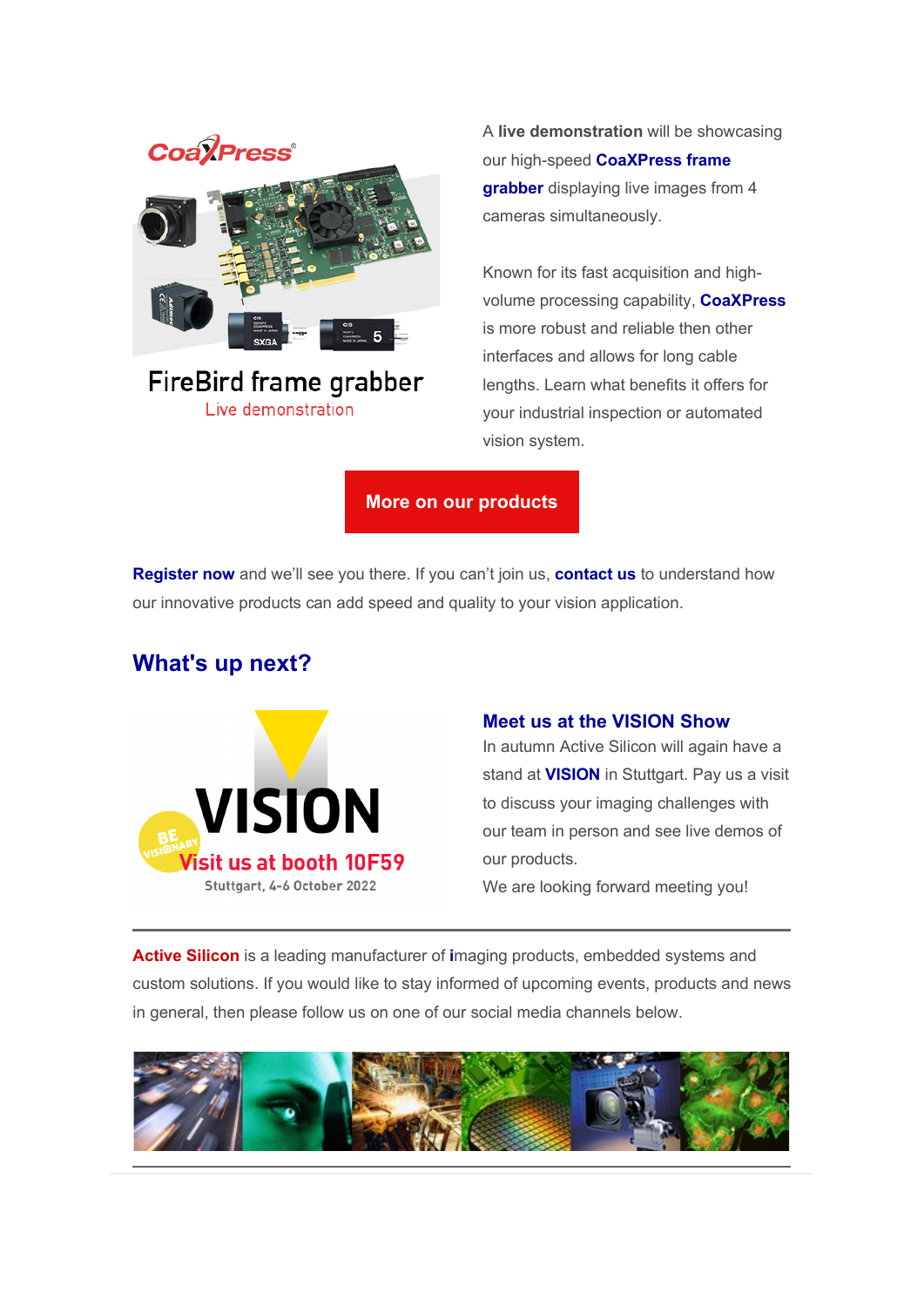A **live demonstration** will be showcasing our high-speed **CoaXPress frame grabber** displaying live images from 4 cameras simultaneously.

Known for its fast acquisition and high-volume processing capability, **CoaXPress** is more robust and reliable then other interfaces and allows for long cable lengths. Learn what benefits it offers for your industrial inspection or automated vision system.

**More on our products**

**Register now** and we'll see you there. If you can't join us, **contact us** to understand how our innovative products can add speed and quality to your vision application.

## What's up next?

### Meet us at the VISION Show

In autumn Active Silicon will again have a stand at **VISION** in Stuttgart. Pay us a visit to discuss your imaging challenges with our team in person and see live demos of our products.

We are looking forward meeting you!

---

**Active Silicon** is a leading manufacturer of **i**maging products, embedded systems and custom solutions. If you would like to stay informed of upcoming events, products and news in general, then please follow us on one of our social media channels below.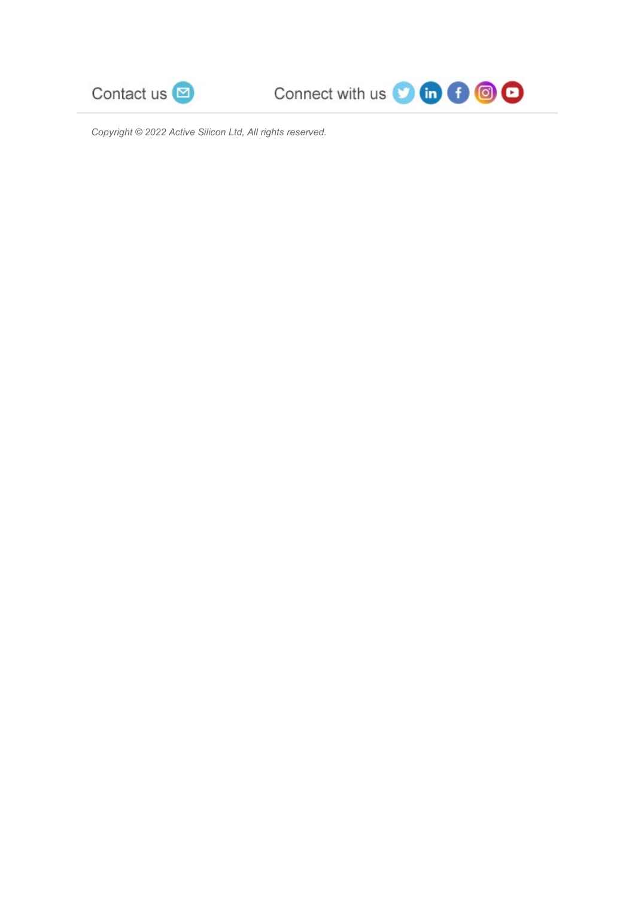Contact us

Connect with us

*Copyright © 2022 Active Silicon Ltd, All rights reserved.*